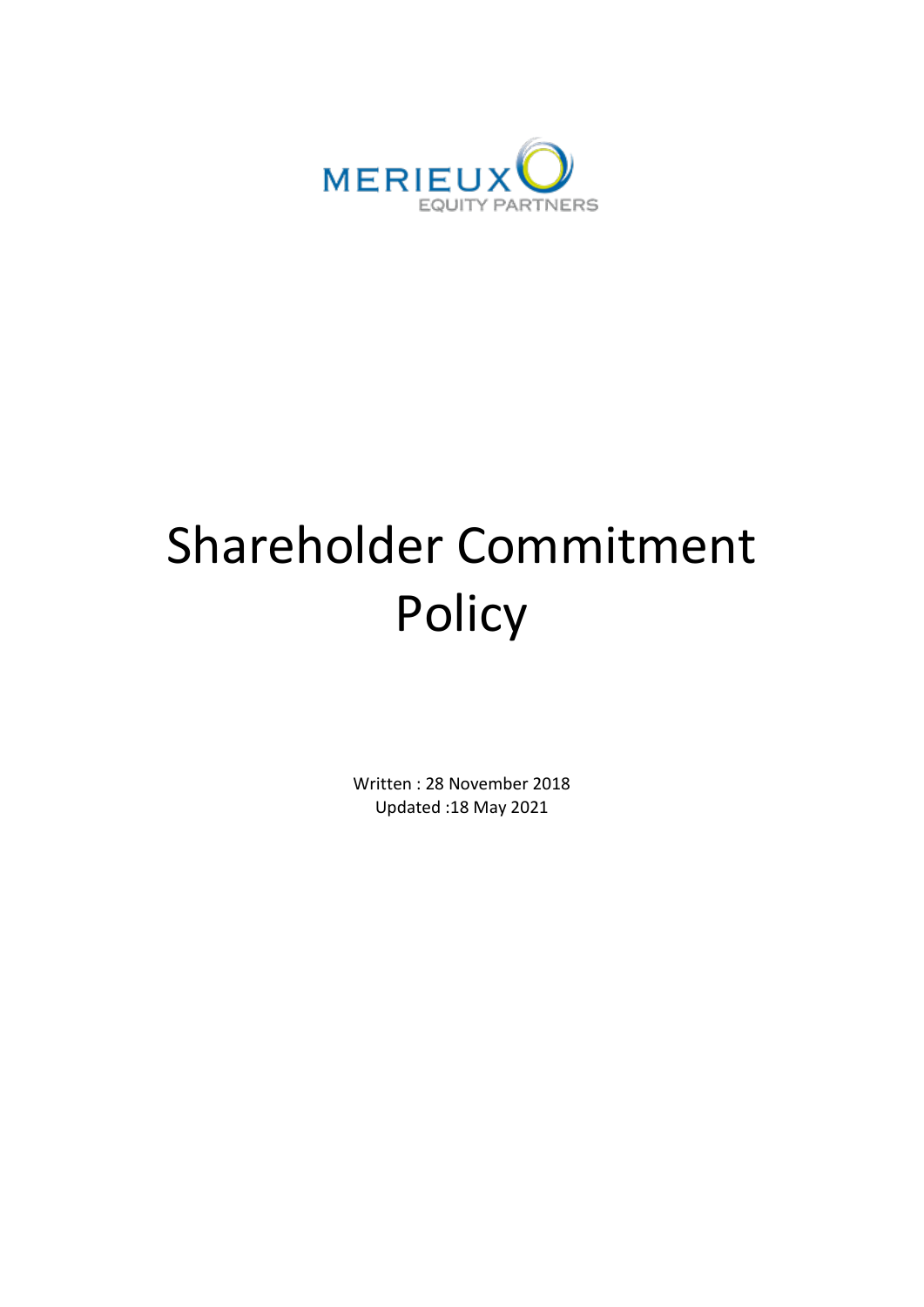MERIEUX
EQUITY PARTNERS

# Shareholder Commitment Policy

Written : 28 November 2018
Updated :18 May 2021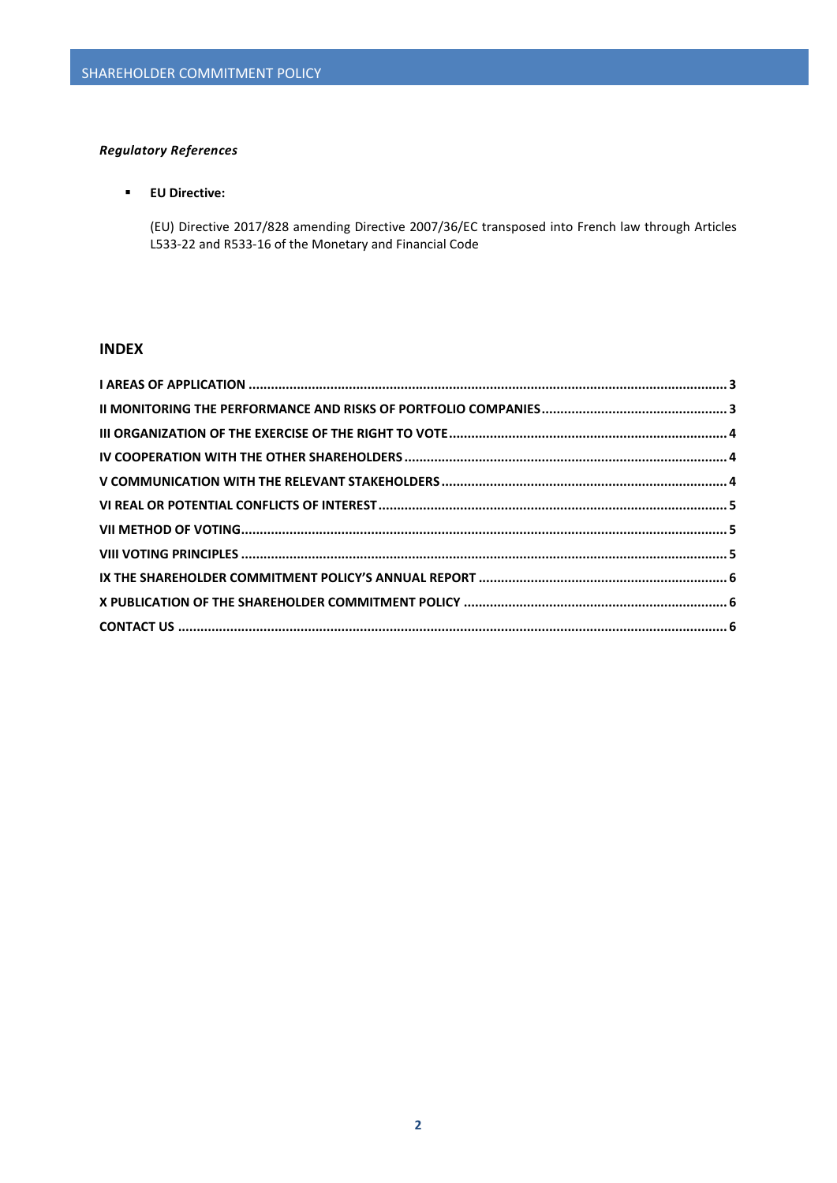***Regulatory References***

- **EU Directive:**

  (EU) Directive 2017/828 amending Directive 2007/36/EC transposed into French law through Articles L533-22 and R533-16 of the Monetary and Financial Code

## INDEX

**I AREAS OF APPLICATION ........................................................................................................................ 3**

**II MONITORING THE PERFORMANCE AND RISKS OF PORTFOLIO COMPANIES ........................................................ 3**

**III ORGANIZATION OF THE EXERCISE OF THE RIGHT TO VOTE ................................................................................ 4**

**IV COOPERATION WITH THE OTHER SHAREHOLDERS ............................................................................................ 4**

**V COMMUNICATION WITH THE RELEVANT STAKEHOLDERS ..................................................................................... 4**

**VI REAL OR POTENTIAL CONFLICTS OF INTEREST ........................................................................................................ 5**

**VII METHOD OF VOTING ........................................................................................................................................ 5**

**VIII VOTING PRINCIPLES ........................................................................................................................................ 5**

**IX THE SHAREHOLDER COMMITMENT POLICY'S ANNUAL REPORT .......................................................................... 6**

**X PUBLICATION OF THE SHAREHOLDER COMMITMENT POLICY .............................................................................. 6**

**CONTACT US ........................................................................................................................................................ 6**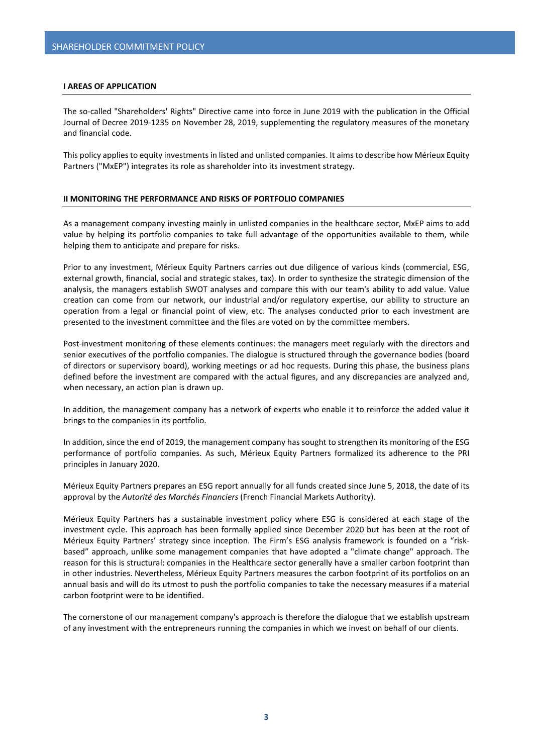# SHAREHOLDER COMMITMENT POLICY

## I AREAS OF APPLICATION

The so-called "Shareholders' Rights" Directive came into force in June 2019 with the publication in the Official Journal of Decree 2019-1235 on November 28, 2019, supplementing the regulatory measures of the monetary and financial code.

This policy applies to equity investments in listed and unlisted companies. It aims to describe how Mérieux Equity Partners ("MxEP") integrates its role as shareholder into its investment strategy.

## II MONITORING THE PERFORMANCE AND RISKS OF PORTFOLIO COMPANIES

As a management company investing mainly in unlisted companies in the healthcare sector, MxEP aims to add value by helping its portfolio companies to take full advantage of the opportunities available to them, while helping them to anticipate and prepare for risks.

Prior to any investment, Mérieux Equity Partners carries out due diligence of various kinds (commercial, ESG, external growth, financial, social and strategic stakes, tax). In order to synthesize the strategic dimension of the analysis, the managers establish SWOT analyses and compare this with our team's ability to add value. Value creation can come from our network, our industrial and/or regulatory expertise, our ability to structure an operation from a legal or financial point of view, etc. The analyses conducted prior to each investment are presented to the investment committee and the files are voted on by the committee members.

Post-investment monitoring of these elements continues: the managers meet regularly with the directors and senior executives of the portfolio companies. The dialogue is structured through the governance bodies (board of directors or supervisory board), working meetings or ad hoc requests. During this phase, the business plans defined before the investment are compared with the actual figures, and any discrepancies are analyzed and, when necessary, an action plan is drawn up.

In addition, the management company has a network of experts who enable it to reinforce the added value it brings to the companies in its portfolio.

In addition, since the end of 2019, the management company has sought to strengthen its monitoring of the ESG performance of portfolio companies. As such, Mérieux Equity Partners formalized its adherence to the PRI principles in January 2020.

Mérieux Equity Partners prepares an ESG report annually for all funds created since June 5, 2018, the date of its approval by the *Autorité des Marchés Financiers* (French Financial Markets Authority).

Mérieux Equity Partners has a sustainable investment policy where ESG is considered at each stage of the investment cycle. This approach has been formally applied since December 2020 but has been at the root of Mérieux Equity Partners' strategy since inception. The Firm's ESG analysis framework is founded on a "risk-based" approach, unlike some management companies that have adopted a "climate change" approach. The reason for this is structural: companies in the Healthcare sector generally have a smaller carbon footprint than in other industries. Nevertheless, Mérieux Equity Partners measures the carbon footprint of its portfolios on an annual basis and will do its utmost to push the portfolio companies to take the necessary measures if a material carbon footprint were to be identified.

The cornerstone of our management company's approach is therefore the dialogue that we establish upstream of any investment with the entrepreneurs running the companies in which we invest on behalf of our clients.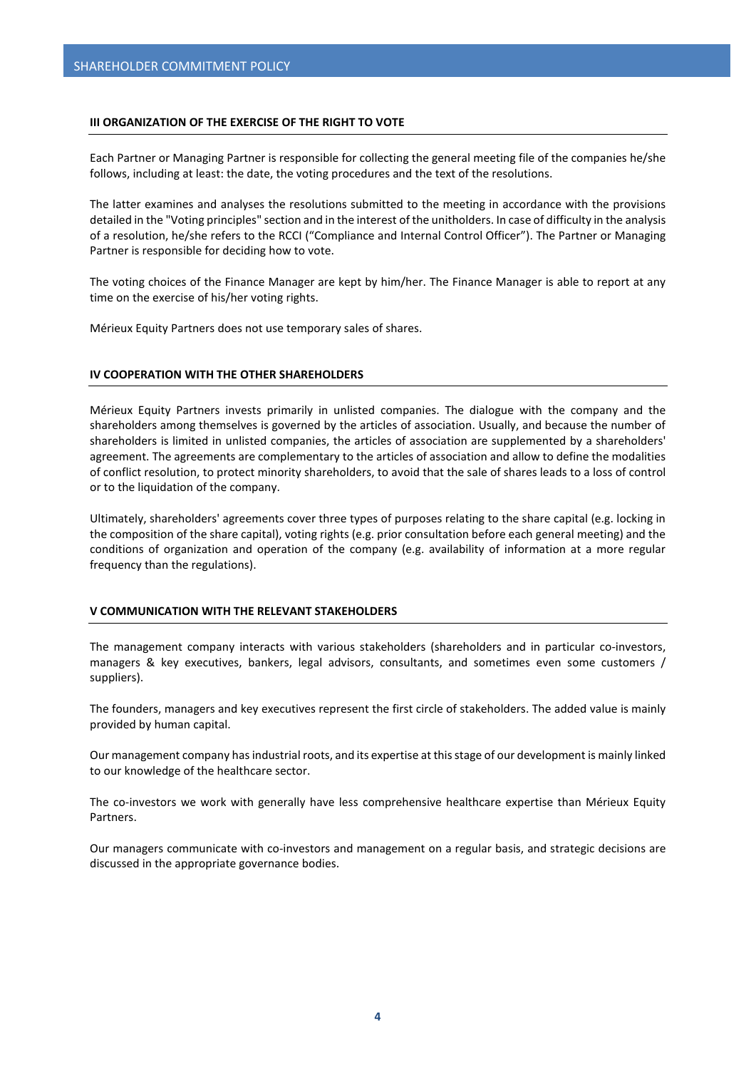## III ORGANIZATION OF THE EXERCISE OF THE RIGHT TO VOTE

Each Partner or Managing Partner is responsible for collecting the general meeting file of the companies he/she follows, including at least: the date, the voting procedures and the text of the resolutions.

The latter examines and analyses the resolutions submitted to the meeting in accordance with the provisions detailed in the "Voting principles" section and in the interest of the unitholders. In case of difficulty in the analysis of a resolution, he/she refers to the RCCI ("Compliance and Internal Control Officer"). The Partner or Managing Partner is responsible for deciding how to vote.

The voting choices of the Finance Manager are kept by him/her. The Finance Manager is able to report at any time on the exercise of his/her voting rights.

Mérieux Equity Partners does not use temporary sales of shares.

## IV COOPERATION WITH THE OTHER SHAREHOLDERS

Mérieux Equity Partners invests primarily in unlisted companies. The dialogue with the company and the shareholders among themselves is governed by the articles of association. Usually, and because the number of shareholders is limited in unlisted companies, the articles of association are supplemented by a shareholders' agreement. The agreements are complementary to the articles of association and allow to define the modalities of conflict resolution, to protect minority shareholders, to avoid that the sale of shares leads to a loss of control or to the liquidation of the company.

Ultimately, shareholders' agreements cover three types of purposes relating to the share capital (e.g. locking in the composition of the share capital), voting rights (e.g. prior consultation before each general meeting) and the conditions of organization and operation of the company (e.g. availability of information at a more regular frequency than the regulations).

## V COMMUNICATION WITH THE RELEVANT STAKEHOLDERS

The management company interacts with various stakeholders (shareholders and in particular co-investors, managers & key executives, bankers, legal advisors, consultants, and sometimes even some customers / suppliers).

The founders, managers and key executives represent the first circle of stakeholders. The added value is mainly provided by human capital.

Our management company has industrial roots, and its expertise at this stage of our development is mainly linked to our knowledge of the healthcare sector.

The co-investors we work with generally have less comprehensive healthcare expertise than Mérieux Equity Partners.

Our managers communicate with co-investors and management on a regular basis, and strategic decisions are discussed in the appropriate governance bodies.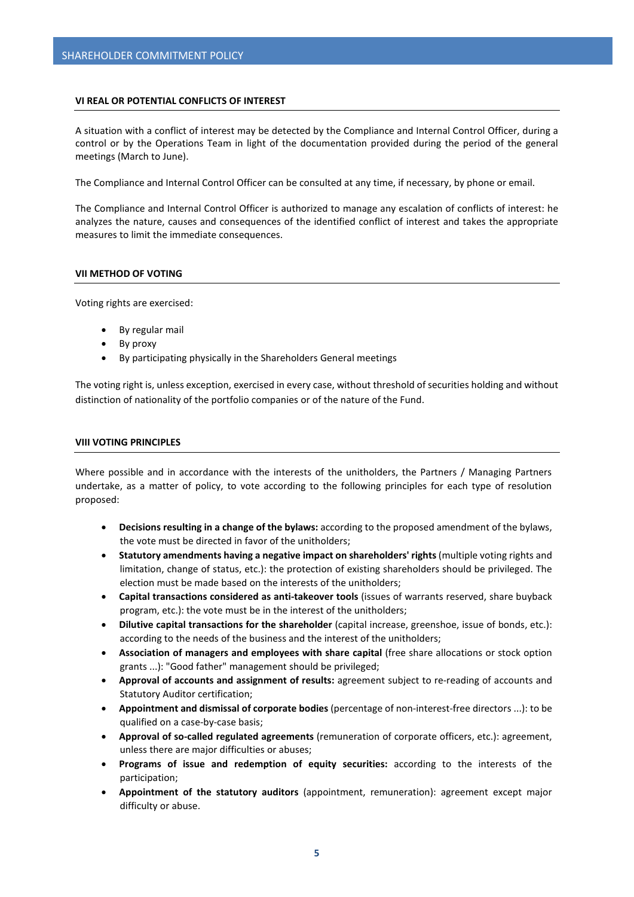## VI REAL OR POTENTIAL CONFLICTS OF INTEREST

A situation with a conflict of interest may be detected by the Compliance and Internal Control Officer, during a control or by the Operations Team in light of the documentation provided during the period of the general meetings (March to June).

The Compliance and Internal Control Officer can be consulted at any time, if necessary, by phone or email.

The Compliance and Internal Control Officer is authorized to manage any escalation of conflicts of interest: he analyzes the nature, causes and consequences of the identified conflict of interest and takes the appropriate measures to limit the immediate consequences.

## VII METHOD OF VOTING

Voting rights are exercised:

- By regular mail
- By proxy
- By participating physically in the Shareholders General meetings

The voting right is, unless exception, exercised in every case, without threshold of securities holding and without distinction of nationality of the portfolio companies or of the nature of the Fund.

## VIII VOTING PRINCIPLES

Where possible and in accordance with the interests of the unitholders, the Partners / Managing Partners undertake, as a matter of policy, to vote according to the following principles for each type of resolution proposed:

- **Decisions resulting in a change of the bylaws:** according to the proposed amendment of the bylaws, the vote must be directed in favor of the unitholders;
- **Statutory amendments having a negative impact on shareholders' rights** (multiple voting rights and limitation, change of status, etc.): the protection of existing shareholders should be privileged. The election must be made based on the interests of the unitholders;
- **Capital transactions considered as anti-takeover tools** (issues of warrants reserved, share buyback program, etc.): the vote must be in the interest of the unitholders;
- **Dilutive capital transactions for the shareholder** (capital increase, greenshoe, issue of bonds, etc.): according to the needs of the business and the interest of the unitholders;
- **Association of managers and employees with share capital** (free share allocations or stock option grants ...): "Good father" management should be privileged;
- **Approval of accounts and assignment of results:** agreement subject to re-reading of accounts and Statutory Auditor certification;
- **Appointment and dismissal of corporate bodies** (percentage of non-interest-free directors ...): to be qualified on a case-by-case basis;
- **Approval of so-called regulated agreements** (remuneration of corporate officers, etc.): agreement, unless there are major difficulties or abuses;
- **Programs of issue and redemption of equity securities:** according to the interests of the participation;
- **Appointment of the statutory auditors** (appointment, remuneration): agreement except major difficulty or abuse.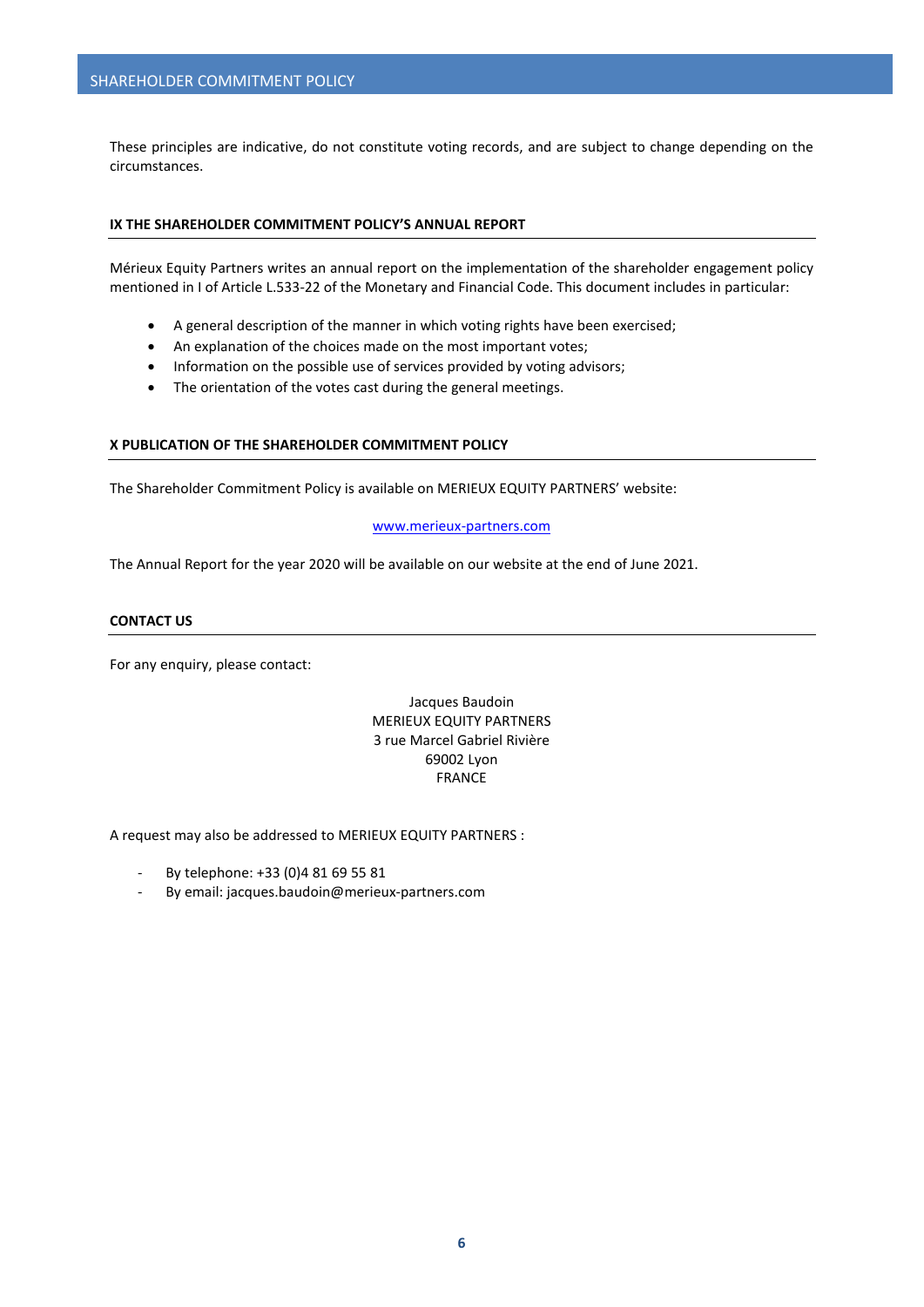These principles are indicative, do not constitute voting records, and are subject to change depending on the circumstances.

## IX THE SHAREHOLDER COMMITMENT POLICY'S ANNUAL REPORT

Mérieux Equity Partners writes an annual report on the implementation of the shareholder engagement policy mentioned in I of Article L.533-22 of the Monetary and Financial Code. This document includes in particular:

- A general description of the manner in which voting rights have been exercised;
- An explanation of the choices made on the most important votes;
- Information on the possible use of services provided by voting advisors;
- The orientation of the votes cast during the general meetings.

## X PUBLICATION OF THE SHAREHOLDER COMMITMENT POLICY

The Shareholder Commitment Policy is available on MERIEUX EQUITY PARTNERS' website:

www.merieux-partners.com

The Annual Report for the year 2020 will be available on our website at the end of June 2021.

## CONTACT US

For any enquiry, please contact:

Jacques Baudoin
MERIEUX EQUITY PARTNERS
3 rue Marcel Gabriel Rivière
69002 Lyon
FRANCE

A request may also be addressed to MERIEUX EQUITY PARTNERS :

- By telephone: +33 (0)4 81 69 55 81
- By email: jacques.baudoin@merieux-partners.com